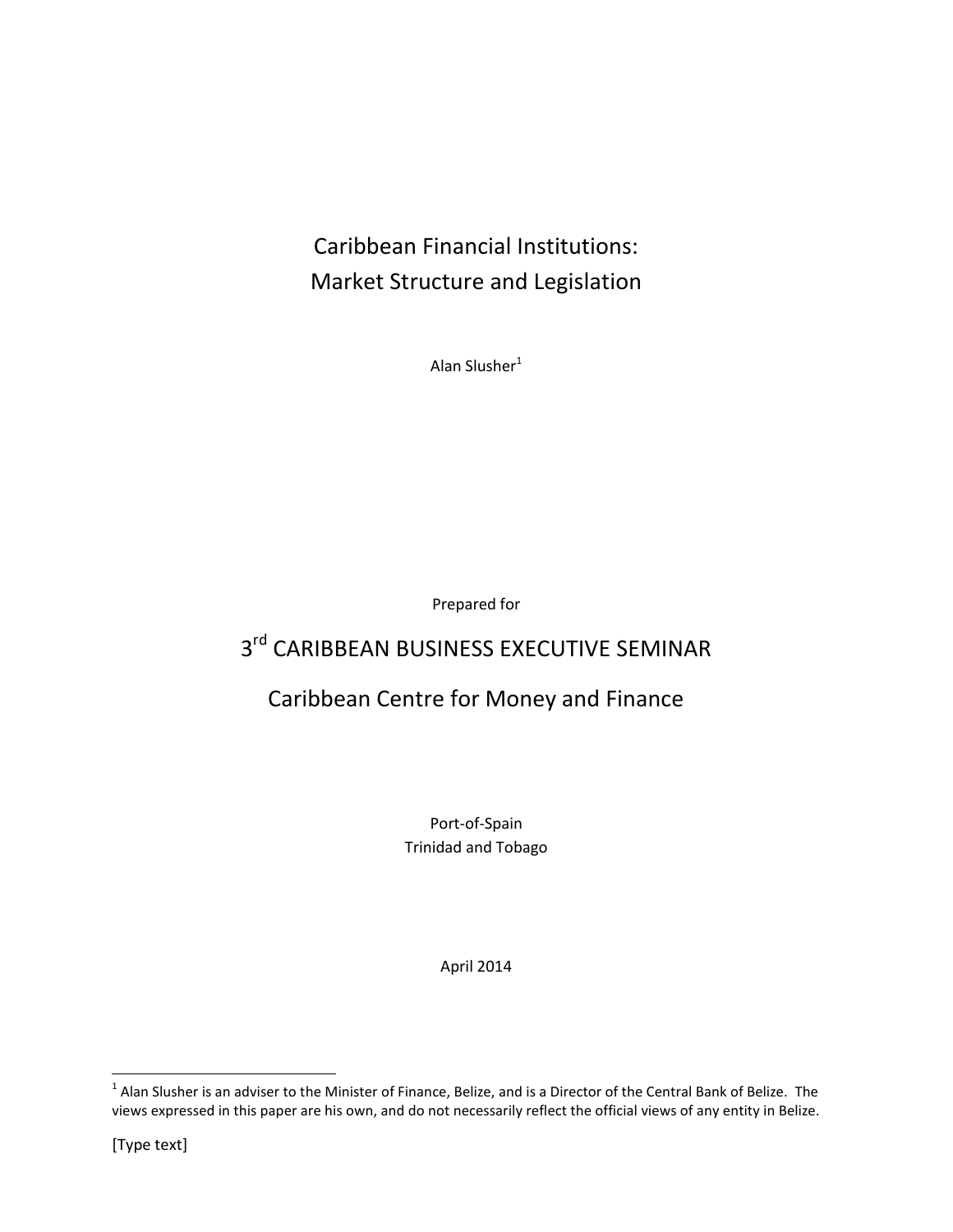# Caribbean Financial Institutions: Market Structure and Legislation

Alan Slusher[1]

Prepared for

## 3rd CARIBBEAN BUSINESS EXECUTIVE SEMINAR

## Caribbean Centre for Money and Finance

Port-of-Spain
Trinidad and Tobago

April 2014

---

[1] Alan Slusher is an adviser to the Minister of Finance, Belize, and is a Director of the Central Bank of Belize. The views expressed in this paper are his own, and do not necessarily reflect the official views of any entity in Belize.

[Type text]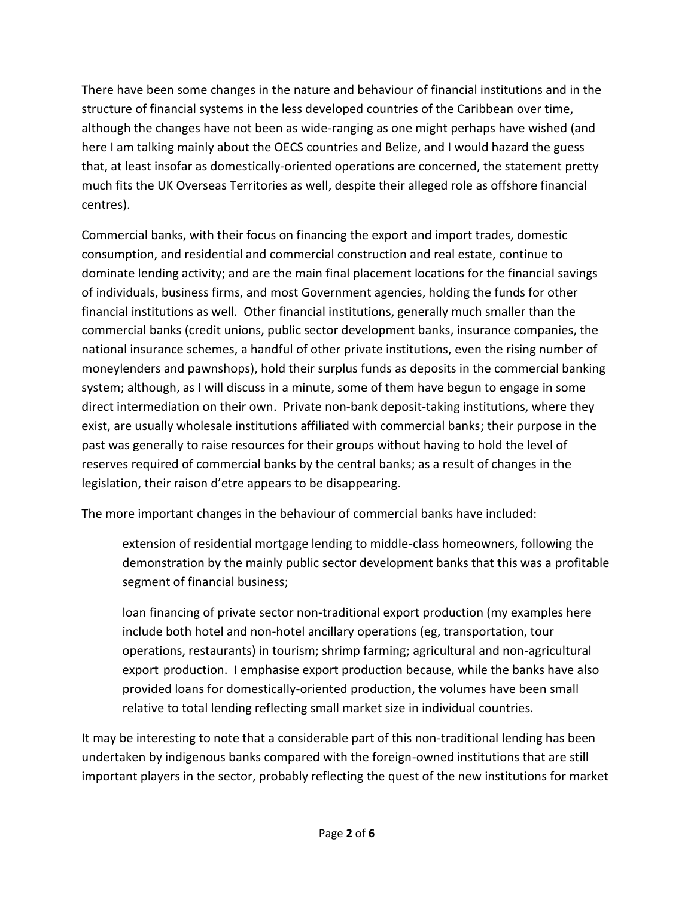There have been some changes in the nature and behaviour of financial institutions and in the structure of financial systems in the less developed countries of the Caribbean over time, although the changes have not been as wide-ranging as one might perhaps have wished (and here I am talking mainly about the OECS countries and Belize, and I would hazard the guess that, at least insofar as domestically-oriented operations are concerned, the statement pretty much fits the UK Overseas Territories as well, despite their alleged role as offshore financial centres).

Commercial banks, with their focus on financing the export and import trades, domestic consumption, and residential and commercial construction and real estate, continue to dominate lending activity; and are the main final placement locations for the financial savings of individuals, business firms, and most Government agencies, holding the funds for other financial institutions as well. Other financial institutions, generally much smaller than the commercial banks (credit unions, public sector development banks, insurance companies, the national insurance schemes, a handful of other private institutions, even the rising number of moneylenders and pawnshops), hold their surplus funds as deposits in the commercial banking system; although, as I will discuss in a minute, some of them have begun to engage in some direct intermediation on their own. Private non-bank deposit-taking institutions, where they exist, are usually wholesale institutions affiliated with commercial banks; their purpose in the past was generally to raise resources for their groups without having to hold the level of reserves required of commercial banks by the central banks; as a result of changes in the legislation, their raison d'etre appears to be disappearing.

The more important changes in the behaviour of <u>commercial banks</u> have included:

> extension of residential mortgage lending to middle-class homeowners, following the demonstration by the mainly public sector development banks that this was a profitable segment of financial business;
>
> loan financing of private sector non-traditional export production (my examples here include both hotel and non-hotel ancillary operations (eg, transportation, tour operations, restaurants) in tourism; shrimp farming; agricultural and non-agricultural export production. I emphasise export production because, while the banks have also provided loans for domestically-oriented production, the volumes have been small relative to total lending reflecting small market size in individual countries.

It may be interesting to note that a considerable part of this non-traditional lending has been undertaken by indigenous banks compared with the foreign-owned institutions that are still important players in the sector, probably reflecting the quest of the new institutions for market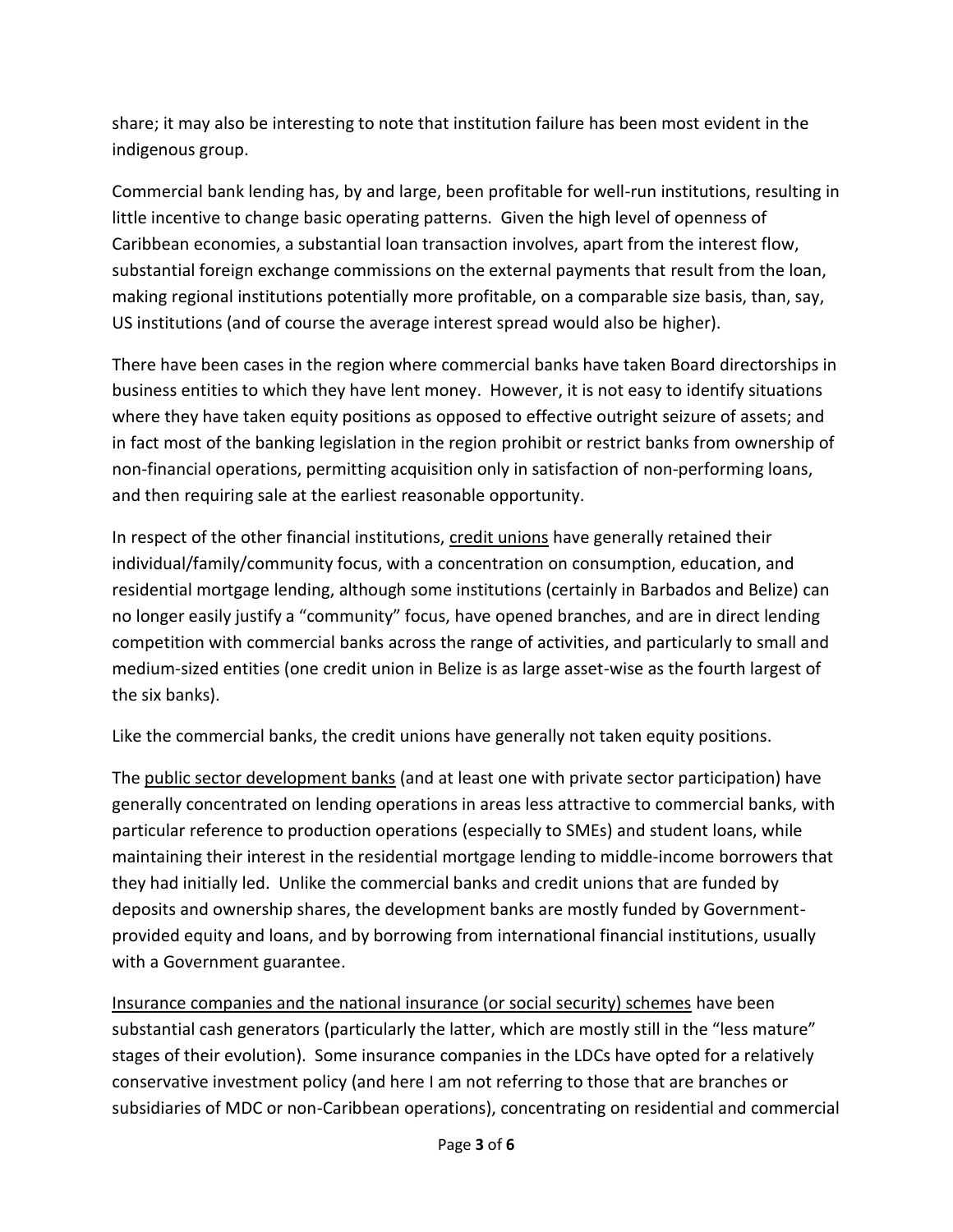share; it may also be interesting to note that institution failure has been most evident in the indigenous group.

Commercial bank lending has, by and large, been profitable for well-run institutions, resulting in little incentive to change basic operating patterns. Given the high level of openness of Caribbean economies, a substantial loan transaction involves, apart from the interest flow, substantial foreign exchange commissions on the external payments that result from the loan, making regional institutions potentially more profitable, on a comparable size basis, than, say, US institutions (and of course the average interest spread would also be higher).

There have been cases in the region where commercial banks have taken Board directorships in business entities to which they have lent money. However, it is not easy to identify situations where they have taken equity positions as opposed to effective outright seizure of assets; and in fact most of the banking legislation in the region prohibit or restrict banks from ownership of non-financial operations, permitting acquisition only in satisfaction of non-performing loans, and then requiring sale at the earliest reasonable opportunity.

In respect of the other financial institutions, <u>credit unions</u> have generally retained their individual/family/community focus, with a concentration on consumption, education, and residential mortgage lending, although some institutions (certainly in Barbados and Belize) can no longer easily justify a "community" focus, have opened branches, and are in direct lending competition with commercial banks across the range of activities, and particularly to small and medium-sized entities (one credit union in Belize is as large asset-wise as the fourth largest of the six banks).

Like the commercial banks, the credit unions have generally not taken equity positions.

The <u>public sector development banks</u> (and at least one with private sector participation) have generally concentrated on lending operations in areas less attractive to commercial banks, with particular reference to production operations (especially to SMEs) and student loans, while maintaining their interest in the residential mortgage lending to middle-income borrowers that they had initially led. Unlike the commercial banks and credit unions that are funded by deposits and ownership shares, the development banks are mostly funded by Government-provided equity and loans, and by borrowing from international financial institutions, usually with a Government guarantee.

<u>Insurance companies and the national insurance (or social security) schemes</u> have been substantial cash generators (particularly the latter, which are mostly still in the "less mature" stages of their evolution). Some insurance companies in the LDCs have opted for a relatively conservative investment policy (and here I am not referring to those that are branches or subsidiaries of MDC or non-Caribbean operations), concentrating on residential and commercial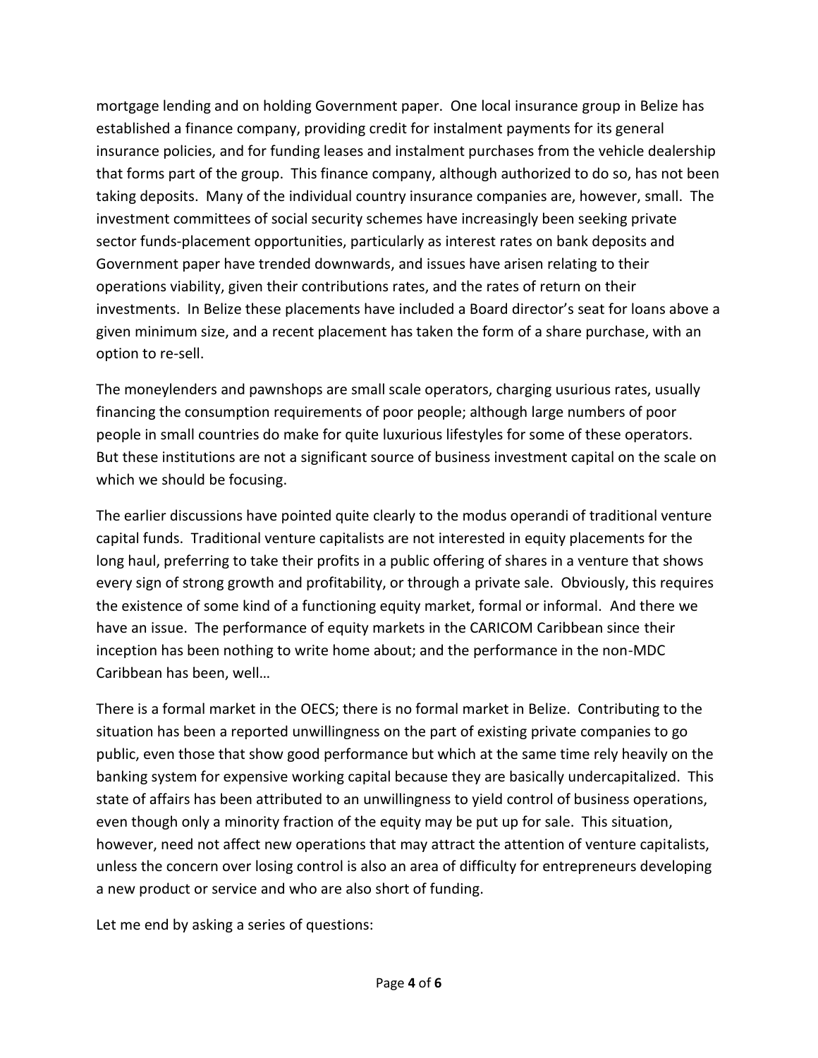mortgage lending and on holding Government paper. One local insurance group in Belize has established a finance company, providing credit for instalment payments for its general insurance policies, and for funding leases and instalment purchases from the vehicle dealership that forms part of the group. This finance company, although authorized to do so, has not been taking deposits. Many of the individual country insurance companies are, however, small. The investment committees of social security schemes have increasingly been seeking private sector funds-placement opportunities, particularly as interest rates on bank deposits and Government paper have trended downwards, and issues have arisen relating to their operations viability, given their contributions rates, and the rates of return on their investments. In Belize these placements have included a Board director's seat for loans above a given minimum size, and a recent placement has taken the form of a share purchase, with an option to re-sell.

The moneylenders and pawnshops are small scale operators, charging usurious rates, usually financing the consumption requirements of poor people; although large numbers of poor people in small countries do make for quite luxurious lifestyles for some of these operators. But these institutions are not a significant source of business investment capital on the scale on which we should be focusing.

The earlier discussions have pointed quite clearly to the modus operandi of traditional venture capital funds. Traditional venture capitalists are not interested in equity placements for the long haul, preferring to take their profits in a public offering of shares in a venture that shows every sign of strong growth and profitability, or through a private sale. Obviously, this requires the existence of some kind of a functioning equity market, formal or informal. And there we have an issue. The performance of equity markets in the CARICOM Caribbean since their inception has been nothing to write home about; and the performance in the non-MDC Caribbean has been, well…

There is a formal market in the OECS; there is no formal market in Belize. Contributing to the situation has been a reported unwillingness on the part of existing private companies to go public, even those that show good performance but which at the same time rely heavily on the banking system for expensive working capital because they are basically undercapitalized. This state of affairs has been attributed to an unwillingness to yield control of business operations, even though only a minority fraction of the equity may be put up for sale. This situation, however, need not affect new operations that may attract the attention of venture capitalists, unless the concern over losing control is also an area of difficulty for entrepreneurs developing a new product or service and who are also short of funding.

Let me end by asking a series of questions: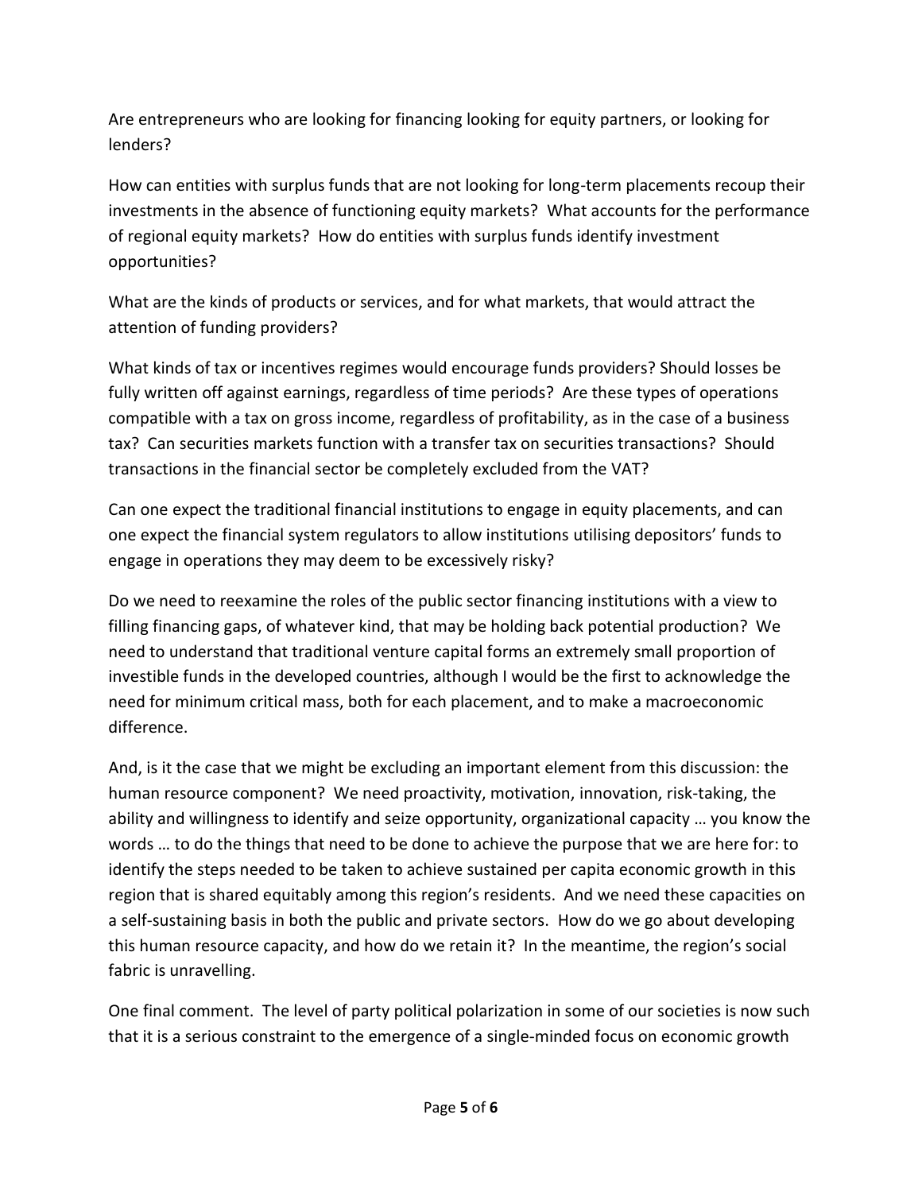Are entrepreneurs who are looking for financing looking for equity partners, or looking for lenders?

How can entities with surplus funds that are not looking for long-term placements recoup their investments in the absence of functioning equity markets? What accounts for the performance of regional equity markets? How do entities with surplus funds identify investment opportunities?

What are the kinds of products or services, and for what markets, that would attract the attention of funding providers?

What kinds of tax or incentives regimes would encourage funds providers? Should losses be fully written off against earnings, regardless of time periods? Are these types of operations compatible with a tax on gross income, regardless of profitability, as in the case of a business tax? Can securities markets function with a transfer tax on securities transactions? Should transactions in the financial sector be completely excluded from the VAT?

Can one expect the traditional financial institutions to engage in equity placements, and can one expect the financial system regulators to allow institutions utilising depositors' funds to engage in operations they may deem to be excessively risky?

Do we need to reexamine the roles of the public sector financing institutions with a view to filling financing gaps, of whatever kind, that may be holding back potential production? We need to understand that traditional venture capital forms an extremely small proportion of investible funds in the developed countries, although I would be the first to acknowledge the need for minimum critical mass, both for each placement, and to make a macroeconomic difference.

And, is it the case that we might be excluding an important element from this discussion: the human resource component? We need proactivity, motivation, innovation, risk-taking, the ability and willingness to identify and seize opportunity, organizational capacity … you know the words … to do the things that need to be done to achieve the purpose that we are here for: to identify the steps needed to be taken to achieve sustained per capita economic growth in this region that is shared equitably among this region's residents. And we need these capacities on a self-sustaining basis in both the public and private sectors. How do we go about developing this human resource capacity, and how do we retain it? In the meantime, the region's social fabric is unravelling.

One final comment. The level of party political polarization in some of our societies is now such that it is a serious constraint to the emergence of a single-minded focus on economic growth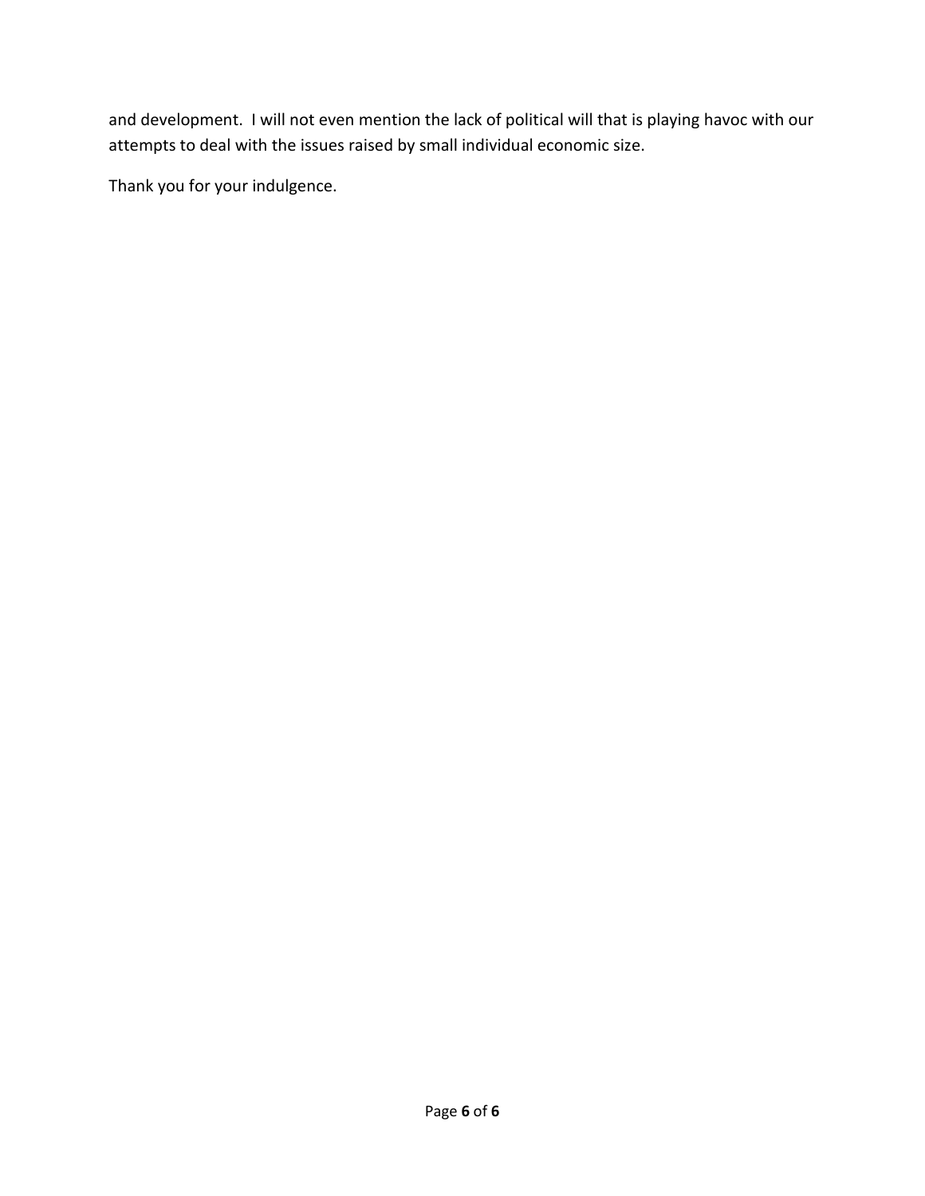and development.  I will not even mention the lack of political will that is playing havoc with our attempts to deal with the issues raised by small individual economic size.

Thank you for your indulgence.